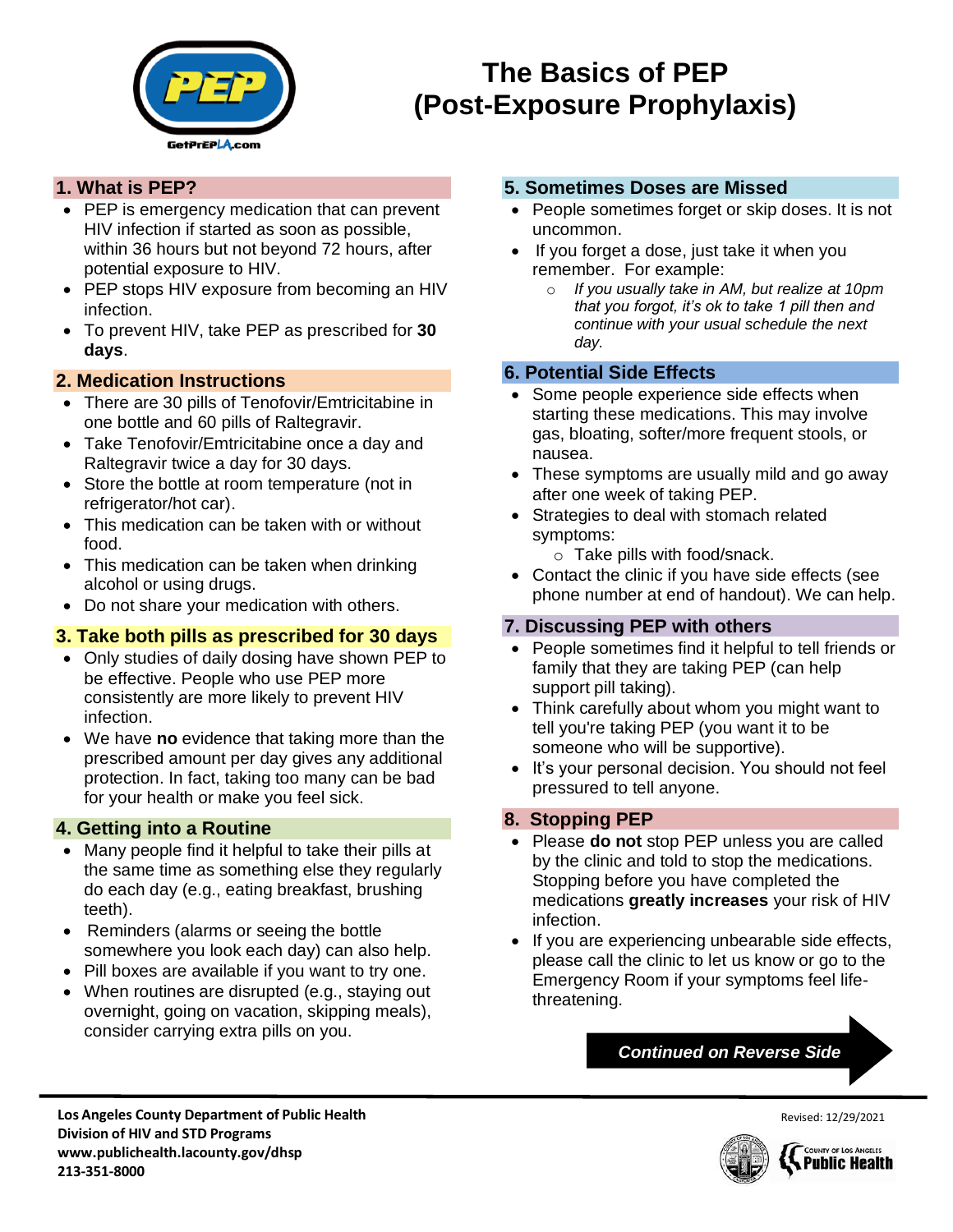# The Basics of PEP (Post-Exposure Prophylaxis)

## 1. What is PEP?

- PEP is emergency medication that can prevent HIV infection if started as soon as possible, within 36 hours but not beyond 72 hours, after potential exposure to HIV.
- PEP stops HIV exposure from becoming an HIV infection.
- To prevent HIV, take PEP as prescribed for **30 days**.

## 2. Medication Instructions

- There are 30 pills of Tenofovir/Emtricitabine in one bottle and 60 pills of Raltegravir.
- Take Tenofovir/Emtricitabine once a day and Raltegravir twice a day for 30 days.
- Store the bottle at room temperature (not in refrigerator/hot car).
- This medication can be taken with or without food.
- This medication can be taken when drinking alcohol or using drugs.
- Do not share your medication with others.

## 3. Take both pills as prescribed for 30 days

- Only studies of daily dosing have shown PEP to be effective. People who use PEP more consistently are more likely to prevent HIV infection.
- We have **no** evidence that taking more than the prescribed amount per day gives any additional protection. In fact, taking too many can be bad for your health or make you feel sick.

## 4. Getting into a Routine

- Many people find it helpful to take their pills at the same time as something else they regularly do each day (e.g., eating breakfast, brushing teeth).
- Reminders (alarms or seeing the bottle somewhere you look each day) can also help.
- Pill boxes are available if you want to try one.
- When routines are disrupted (e.g., staying out overnight, going on vacation, skipping meals), consider carrying extra pills on you.

## 5. Sometimes Doses are Missed

- People sometimes forget or skip doses. It is not uncommon.
- If you forget a dose, just take it when you remember. For example:
  - *If you usually take in AM, but realize at 10pm that you forgot, it's ok to take 1 pill then and continue with your usual schedule the next day.*

## 6. Potential Side Effects

- Some people experience side effects when starting these medications. This may involve gas, bloating, softer/more frequent stools, or nausea.
- These symptoms are usually mild and go away after one week of taking PEP.
- Strategies to deal with stomach related symptoms:
  - Take pills with food/snack.
- Contact the clinic if you have side effects (see phone number at end of handout). We can help.

## 7. Discussing PEP with others

- People sometimes find it helpful to tell friends or family that they are taking PEP (can help support pill taking).
- Think carefully about whom you might want to tell you're taking PEP (you want it to be someone who will be supportive).
- It's your personal decision. You should not feel pressured to tell anyone.

## 8. Stopping PEP

- Please **do not** stop PEP unless you are called by the clinic and told to stop the medications. Stopping before you have completed the medications **greatly increases** your risk of HIV infection.
- If you are experiencing unbearable side effects, please call the clinic to let us know or go to the Emergency Room if your symptoms feel life-threatening.

***Continued on Reverse Side***

**Los Angeles County Department of Public Health**
**Division of HIV and STD Programs**
**www.publichealth.lacounty.gov/dhsp**
**213-351-8000**

Revised: 12/29/2021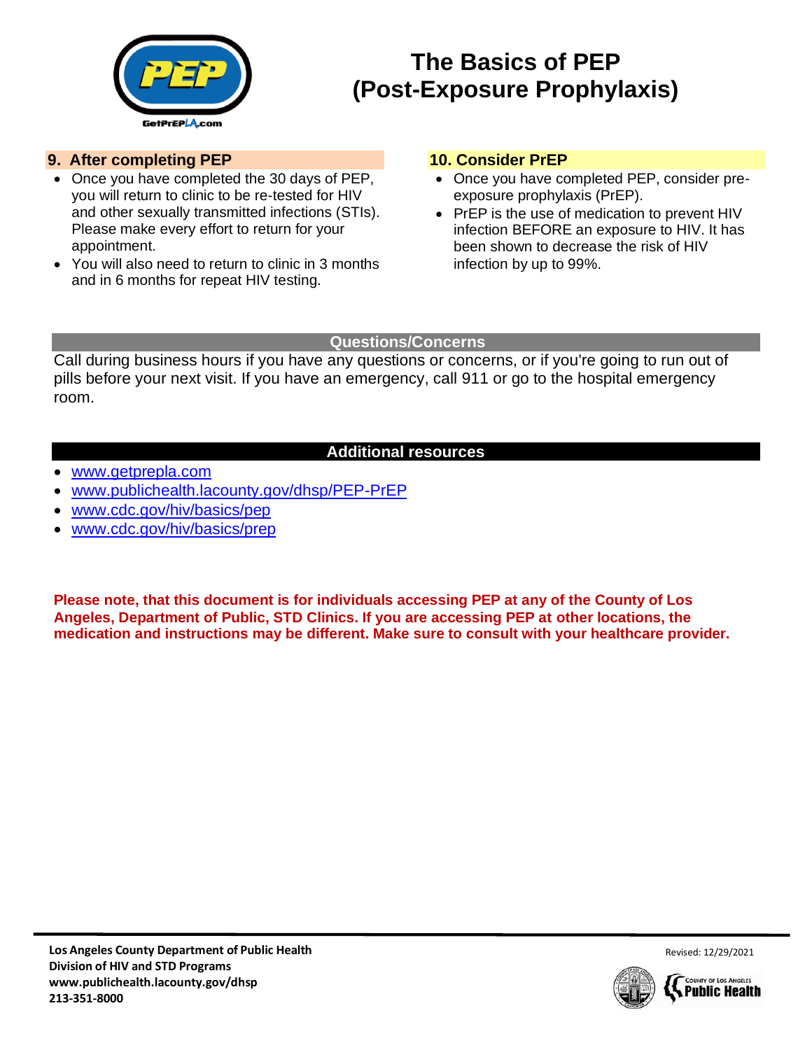# The Basics of PEP (Post-Exposure Prophylaxis)

## 9. After completing PEP

- Once you have completed the 30 days of PEP, you will return to clinic to be re-tested for HIV and other sexually transmitted infections (STIs). Please make every effort to return for your appointment.
- You will also need to return to clinic in 3 months and in 6 months for repeat HIV testing.

## 10. Consider PrEP

- Once you have completed PEP, consider pre-exposure prophylaxis (PrEP).
- PrEP is the use of medication to prevent HIV infection BEFORE an exposure to HIV. It has been shown to decrease the risk of HIV infection by up to 99%.

## Questions/Concerns

Call during business hours if you have any questions or concerns, or if you're going to run out of pills before your next visit. If you have an emergency, call 911 or go to the hospital emergency room.

## Additional resources

- www.getprepla.com
- www.publichealth.lacounty.gov/dhsp/PEP-PrEP
- www.cdc.gov/hiv/basics/pep
- www.cdc.gov/hiv/basics/prep

**Please note, that this document is for individuals accessing PEP at any of the County of Los Angeles, Department of Public, STD Clinics. If you are accessing PEP at other locations, the medication and instructions may be different. Make sure to consult with your healthcare provider.**

**Los Angeles County Department of Public Health**
**Division of HIV and STD Programs**
**www.publichealth.lacounty.gov/dhsp**
**213-351-8000**

Revised: 12/29/2021